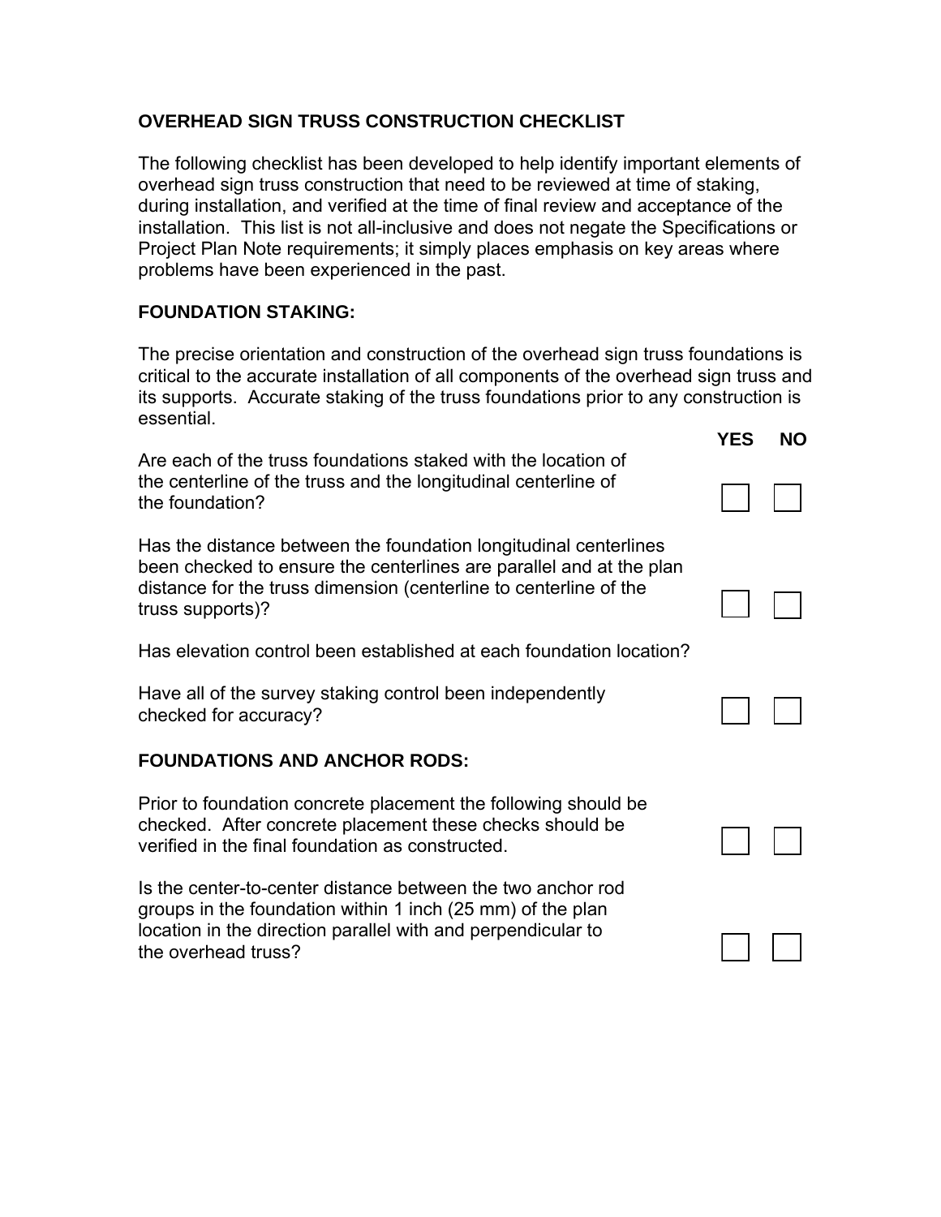**OVERHEAD SIGN TRUSS CONSTRUCTION CHECKLIST**

The following checklist has been developed to help identify important elements of overhead sign truss construction that need to be reviewed at time of staking, during installation, and verified at the time of final review and acceptance of the installation. This list is not all-inclusive and does not negate the Specifications or Project Plan Note requirements; it simply places emphasis on key areas where problems have been experienced in the past.

**FOUNDATION STAKING:**

The precise orientation and construction of the overhead sign truss foundations is critical to the accurate installation of all components of the overhead sign truss and its supports. Accurate staking of the truss foundations prior to any construction is essential.

| | YES | NO |
|---|---|---|
| Are each of the truss foundations staked with the location of the centerline of the truss and the longitudinal centerline of the foundation? | ☐ | ☐ |
| Has the distance between the foundation longitudinal centerlines been checked to ensure the centerlines are parallel and at the plan distance for the truss dimension (centerline to centerline of the truss supports)? | ☐ | ☐ |
| Has elevation control been established at each foundation location? | | |
| Have all of the survey staking control been independently checked for accuracy? | ☐ | ☐ |

**FOUNDATIONS AND ANCHOR RODS:**

| | YES | NO |
|---|---|---|
| Prior to foundation concrete placement the following should be checked. After concrete placement these checks should be verified in the final foundation as constructed. | ☐ | ☐ |
| Is the center-to-center distance between the two anchor rod groups in the foundation within 1 inch (25 mm) of the plan location in the direction parallel with and perpendicular to the overhead truss? | ☐ | ☐ |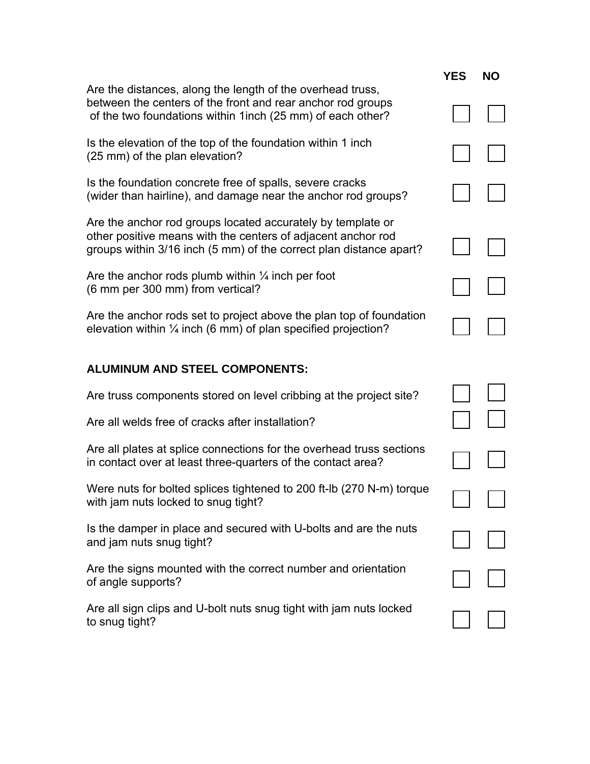| | YES | NO |
| --- | --- | --- |
| Are the distances, along the length of the overhead truss, between the centers of the front and rear anchor rod groups of the two foundations within 1inch (25 mm) of each other? | ☐ | ☐ |
| Is the elevation of the top of the foundation within 1 inch (25 mm) of the plan elevation? | ☐ | ☐ |
| Is the foundation concrete free of spalls, severe cracks (wider than hairline), and damage near the anchor rod groups? | ☐ | ☐ |
| Are the anchor rod groups located accurately by template or other positive means with the centers of adjacent anchor rod groups within 3/16 inch (5 mm) of the correct plan distance apart? | ☐ | ☐ |
| Are the anchor rods plumb within ¼ inch per foot (6 mm per 300 mm) from vertical? | ☐ | ☐ |
| Are the anchor rods set to project above the plan top of foundation elevation within ¼ inch (6 mm) of plan specified projection? | ☐ | ☐ |

**ALUMINUM AND STEEL COMPONENTS:**

| | YES | NO |
| --- | --- | --- |
| Are truss components stored on level cribbing at the project site? | ☐ | ☐ |
| Are all welds free of cracks after installation? | ☐ | ☐ |
| Are all plates at splice connections for the overhead truss sections in contact over at least three-quarters of the contact area? | ☐ | ☐ |
| Were nuts for bolted splices tightened to 200 ft-lb (270 N-m) torque with jam nuts locked to snug tight? | ☐ | ☐ |
| Is the damper in place and secured with U-bolts and are the nuts and jam nuts snug tight? | ☐ | ☐ |
| Are the signs mounted with the correct number and orientation of angle supports? | ☐ | ☐ |
| Are all sign clips and U-bolt nuts snug tight with jam nuts locked to snug tight? | ☐ | ☐ |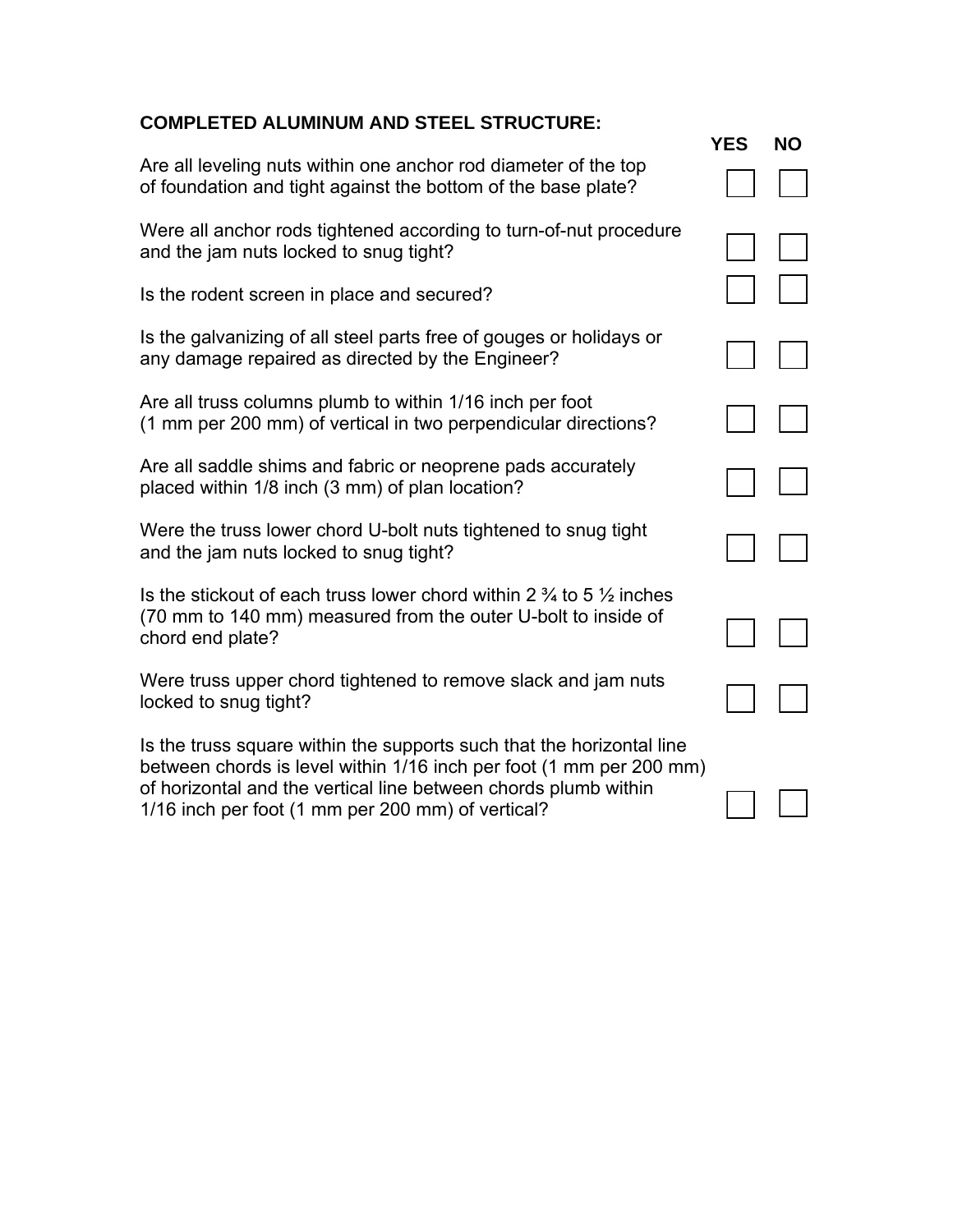**COMPLETED ALUMINUM AND STEEL STRUCTURE:**

| | YES | NO |
|---|---|---|
| Are all leveling nuts within one anchor rod diameter of the top of foundation and tight against the bottom of the base plate? | ☐ | ☐ |
| Were all anchor rods tightened according to turn-of-nut procedure and the jam nuts locked to snug tight? | ☐ | ☐ |
| Is the rodent screen in place and secured? | ☐ | ☐ |
| Is the galvanizing of all steel parts free of gouges or holidays or any damage repaired as directed by the Engineer? | ☐ | ☐ |
| Are all truss columns plumb to within 1/16 inch per foot (1 mm per 200 mm) of vertical in two perpendicular directions? | ☐ | ☐ |
| Are all saddle shims and fabric or neoprene pads accurately placed within 1/8 inch (3 mm) of plan location? | ☐ | ☐ |
| Were the truss lower chord U-bolt nuts tightened to snug tight and the jam nuts locked to snug tight? | ☐ | ☐ |
| Is the stickout of each truss lower chord within 2 ¾ to 5 ½ inches (70 mm to 140 mm) measured from the outer U-bolt to inside of chord end plate? | ☐ | ☐ |
| Were truss upper chord tightened to remove slack and jam nuts locked to snug tight? | ☐ | ☐ |
| Is the truss square within the supports such that the horizontal line between chords is level within 1/16 inch per foot (1 mm per 200 mm) of horizontal and the vertical line between chords plumb within 1/16 inch per foot (1 mm per 200 mm) of vertical? | ☐ | ☐ |